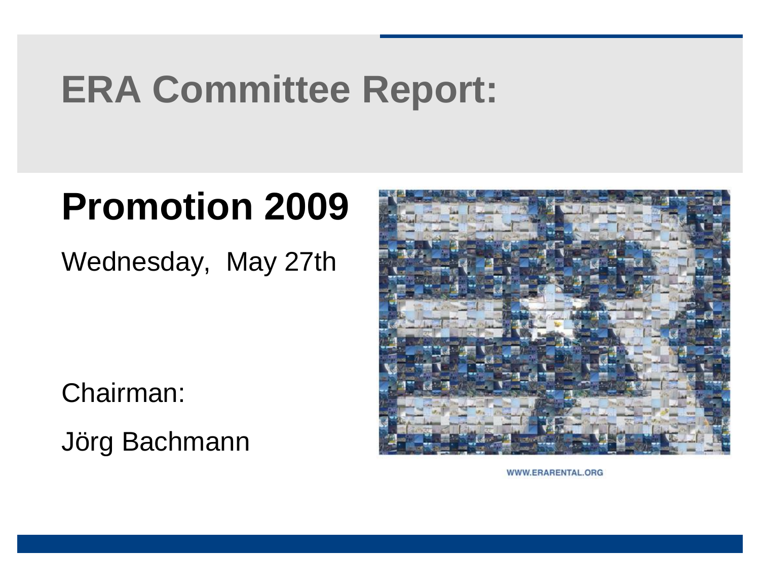# ERA Committee Report:

## Promotion 2009

Wednesday, May 27th

Chairman:

Jörg Bachmann

WWW.ERARENTAL.ORG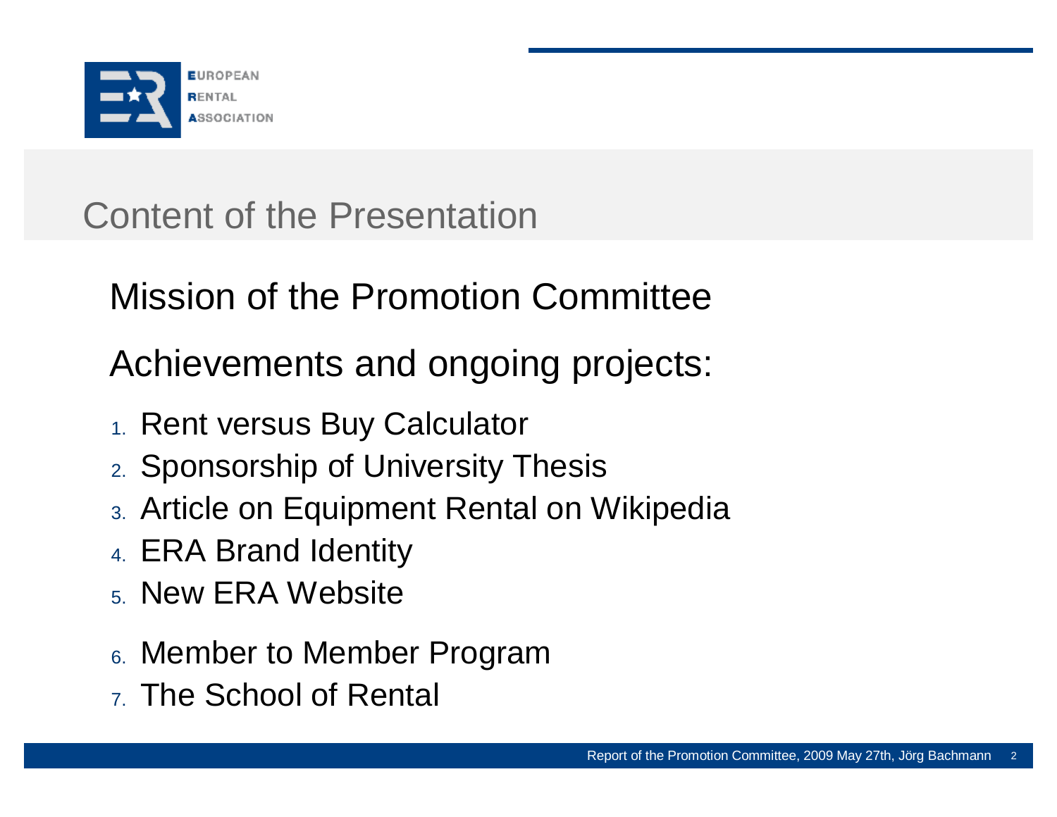# Content of the Presentation

Mission of the Promotion Committee

Achievements and ongoing projects:

1. Rent versus Buy Calculator
2. Sponsorship of University Thesis
3. Article on Equipment Rental on Wikipedia
4. ERA Brand Identity
5. New ERA Website
6. Member to Member Program
7. The School of Rental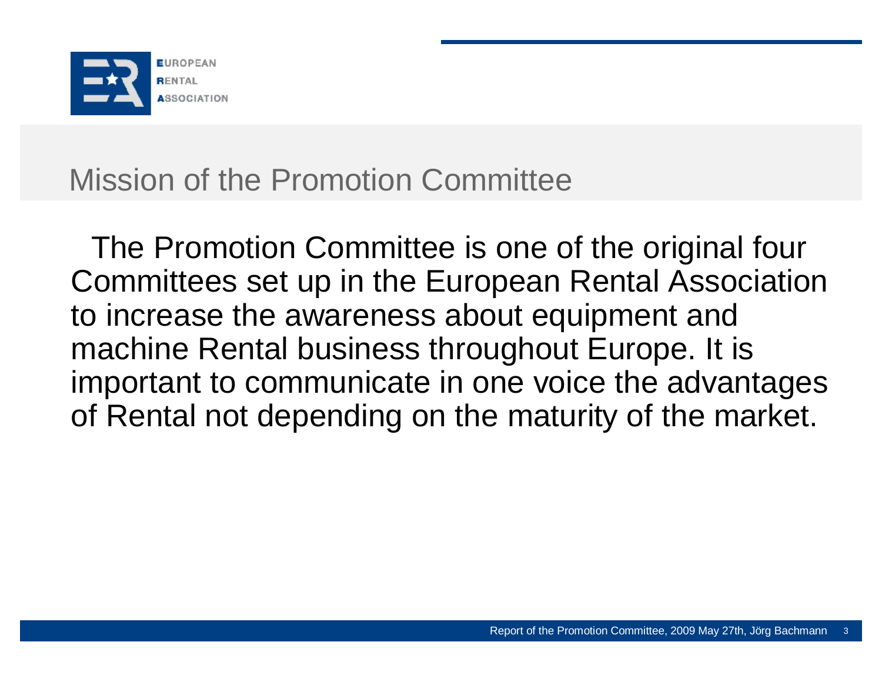# Mission of the Promotion Committee

The Promotion Committee is one of the original four Committees set up in the European Rental Association to increase the awareness about equipment and machine Rental business throughout Europe. It is important to communicate in one voice the advantages of Rental not depending on the maturity of the market.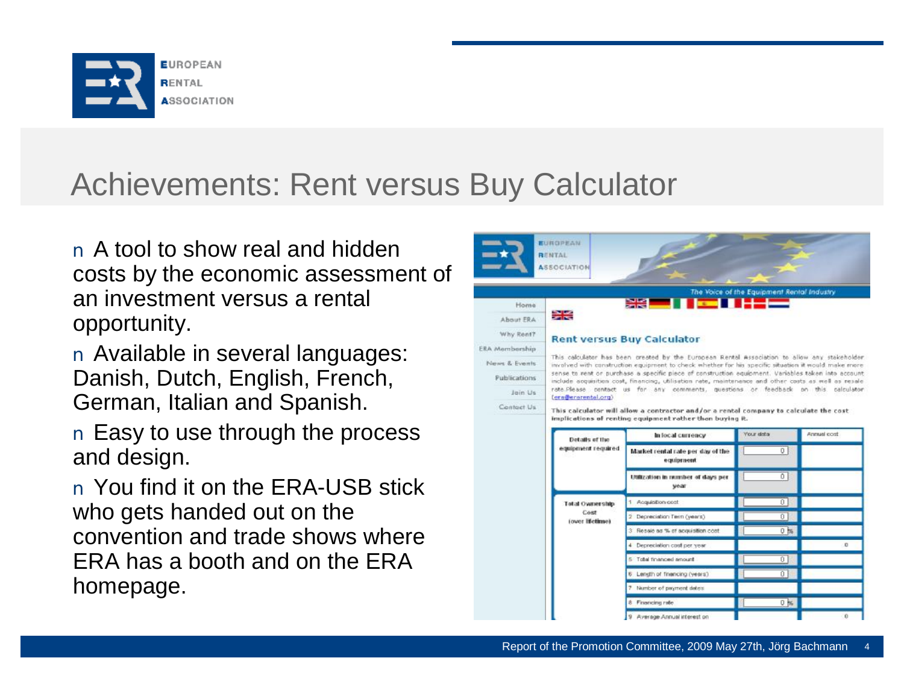# Achievements: Rent versus Buy Calculator

- A tool to show real and hidden costs by the economic assessment of an investment versus a rental opportunity.
- Available in several languages: Danish, Dutch, English, French, German, Italian and Spanish.
- Easy to use through the process and design.
- You find it on the ERA-USB stick who gets handed out on the convention and trade shows where ERA has a booth and on the ERA homepage.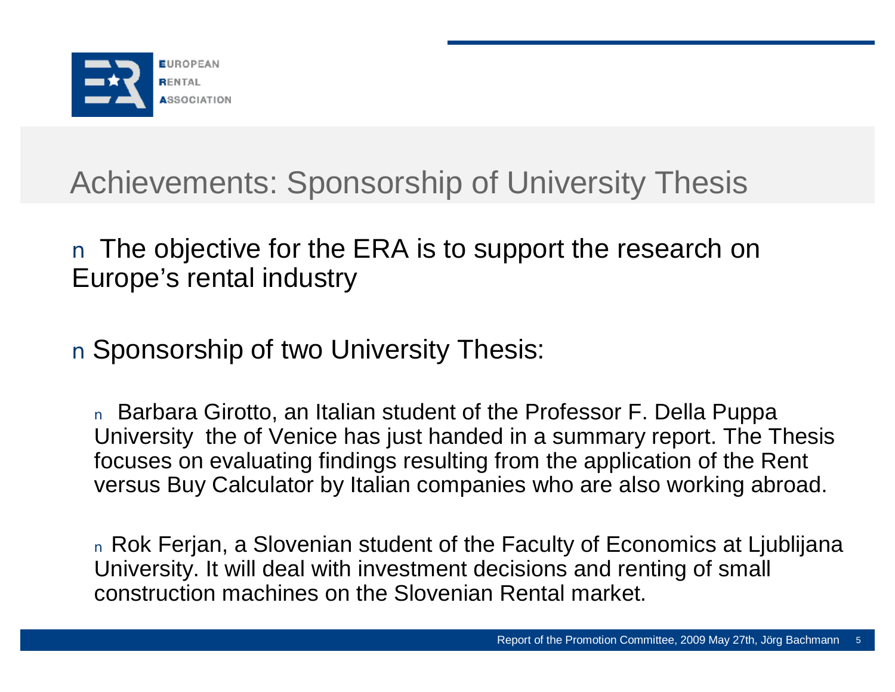# Achievements: Sponsorship of University Thesis

- The objective for the ERA is to support the research on Europe's rental industry

- Sponsorship of two University Thesis:

  - Barbara Girotto, an Italian student of the Professor F. Della Puppa University the of Venice has just handed in a summary report. The Thesis focuses on evaluating findings resulting from the application of the Rent versus Buy Calculator by Italian companies who are also working abroad.

  - Rok Ferjan, a Slovenian student of the Faculty of Economics at Ljublijana University. It will deal with investment decisions and renting of small construction machines on the Slovenian Rental market.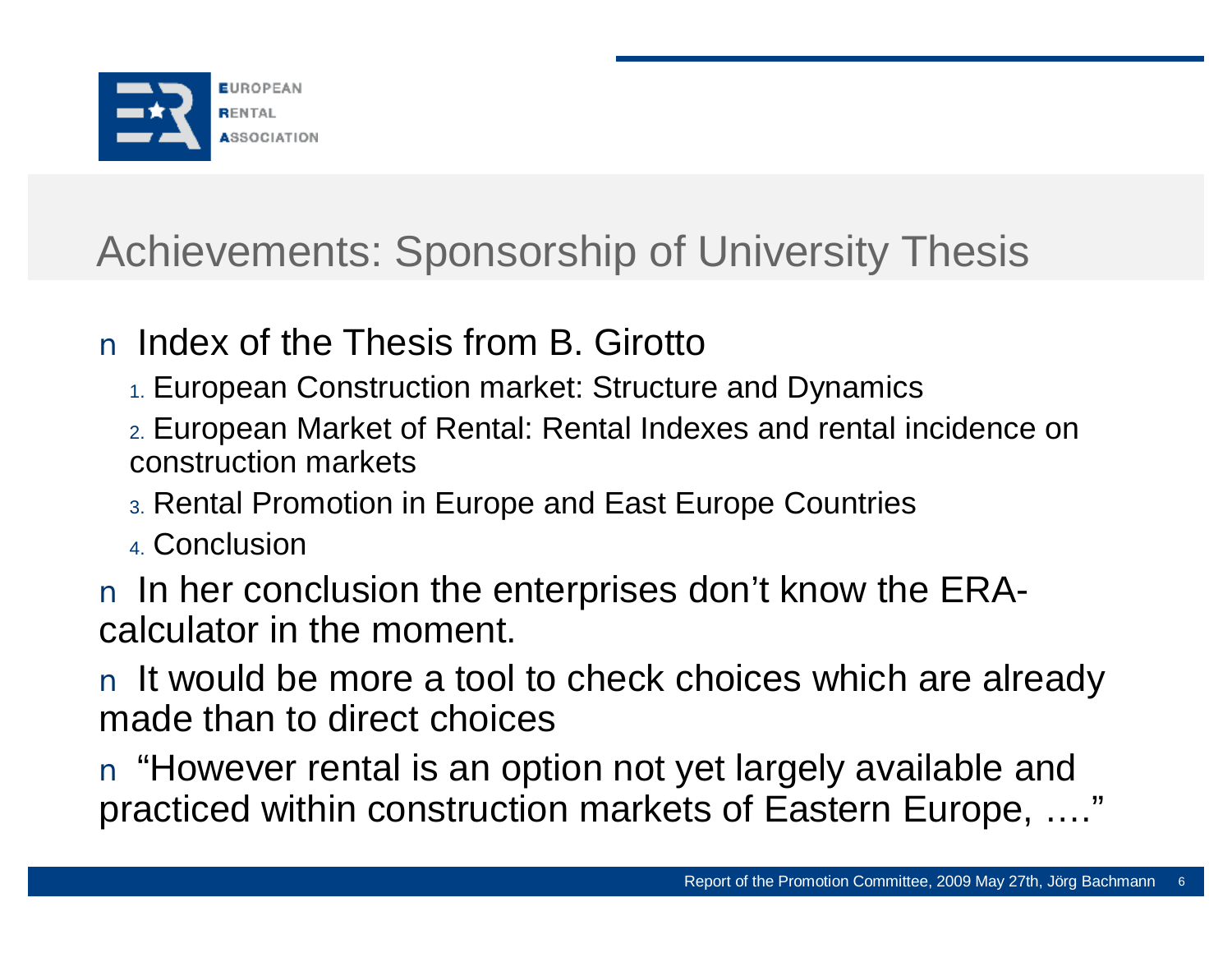## Achievements: Sponsorship of University Thesis

- Index of the Thesis from B. Girotto
  1. European Construction market: Structure and Dynamics
  2. European Market of Rental: Rental Indexes and rental incidence on construction markets
  3. Rental Promotion in Europe and East Europe Countries
  4. Conclusion
- In her conclusion the enterprises don't know the ERA-calculator in the moment.
- It would be more a tool to check choices which are already made than to direct choices
- "However rental is an option not yet largely available and practiced within construction markets of Eastern Europe, …."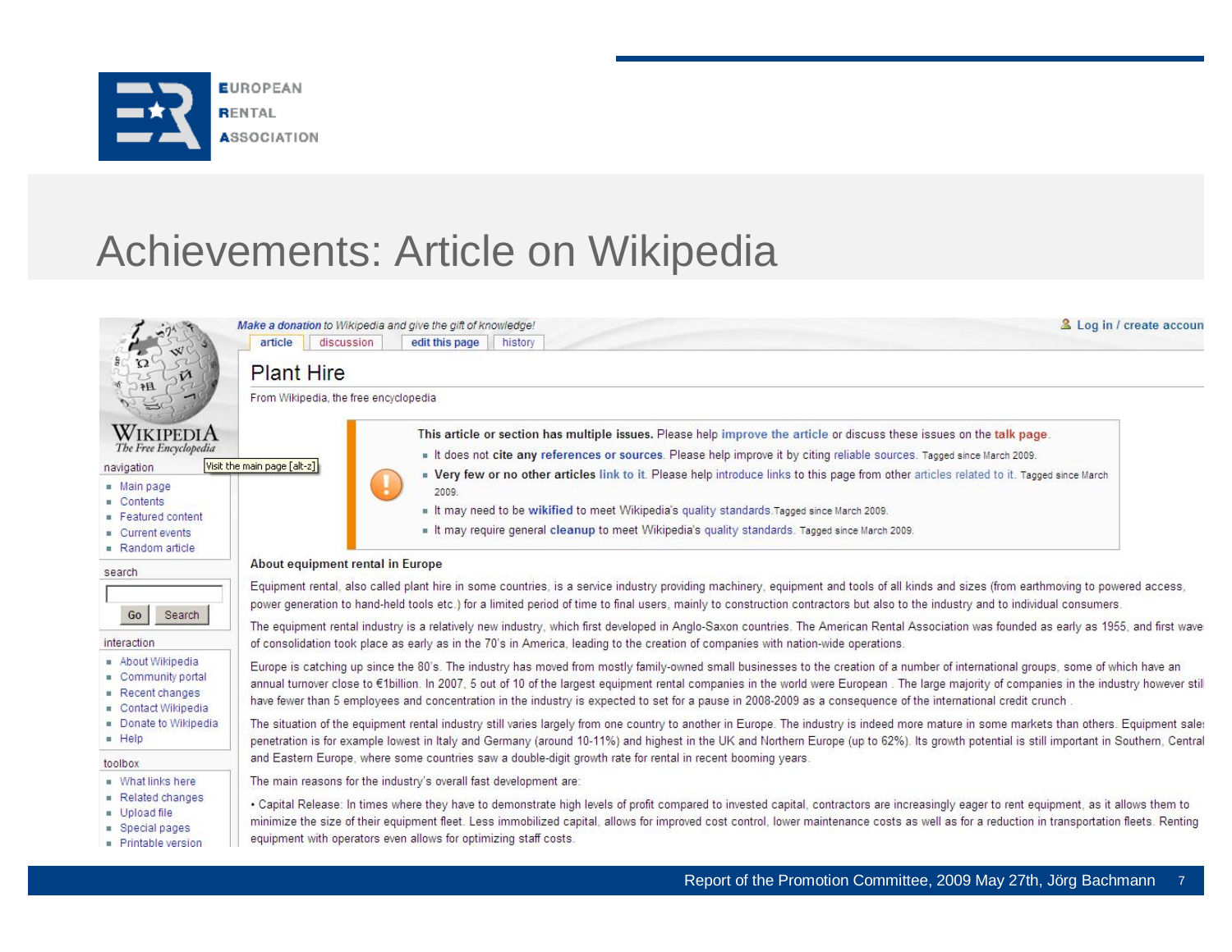# Achievements: Article on Wikipedia

*Make a donation* to Wikipedia and give the gift of knowledge!

article | discussion | edit this page | history

Log in / create accoun

## Plant Hire

From Wikipedia, the free encyclopedia

**This article or section has multiple issues.** Please help improve the article or discuss these issues on the talk page.

- It does not **cite any references or sources**. Please help improve it by citing reliable sources. Tagged since March 2009.
- **Very few or no other articles** link to it. Please help introduce links to this page from other articles related to it. Tagged since March 2009.
- It may need to be **wikified** to meet Wikipedia's quality standards.Tagged since March 2009.
- It may require general **cleanup** to meet Wikipedia's quality standards. Tagged since March 2009.

**About equipment rental in Europe**

Equipment rental, also called plant hire in some countries, is a service industry providing machinery, equipment and tools of all kinds and sizes (from earthmoving to powered access, power generation to hand-held tools etc.) for a limited period of time to final users, mainly to construction contractors but also to the industry and to individual consumers.

The equipment rental industry is a relatively new industry, which first developed in Anglo-Saxon countries. The American Rental Association was founded as early as 1955, and first wave of consolidation took place as early as in the 70's in America, leading to the creation of companies with nation-wide operations.

Europe is catching up since the 80's. The industry has moved from mostly family-owned small businesses to the creation of a number of international groups, some of which have an annual turnover close to €1billion. In 2007, 5 out of 10 of the largest equipment rental companies in the world were European . The large majority of companies in the industry however stil have fewer than 5 employees and concentration in the industry is expected to set for a pause in 2008-2009 as a consequence of the international credit crunch .

The situation of the equipment rental industry still varies largely from one country to another in Europe. The industry is indeed more mature in some markets than others. Equipment sale: penetration is for example lowest in Italy and Germany (around 10-11%) and highest in the UK and Northern Europe (up to 62%). Its growth potential is still important in Southern, Central and Eastern Europe, where some countries saw a double-digit growth rate for rental in recent booming years.

The main reasons for the industry's overall fast development are:

• Capital Release: In times where they have to demonstrate high levels of profit compared to invested capital, contractors are increasingly eager to rent equipment, as it allows them to minimize the size of their equipment fleet. Less immobilized capital, allows for improved cost control, lower maintenance costs as well as for a reduction in transportation fleets. Renting equipment with operators even allows for optimizing staff costs.

Report of the Promotion Committee, 2009 May 27th, Jörg Bachmann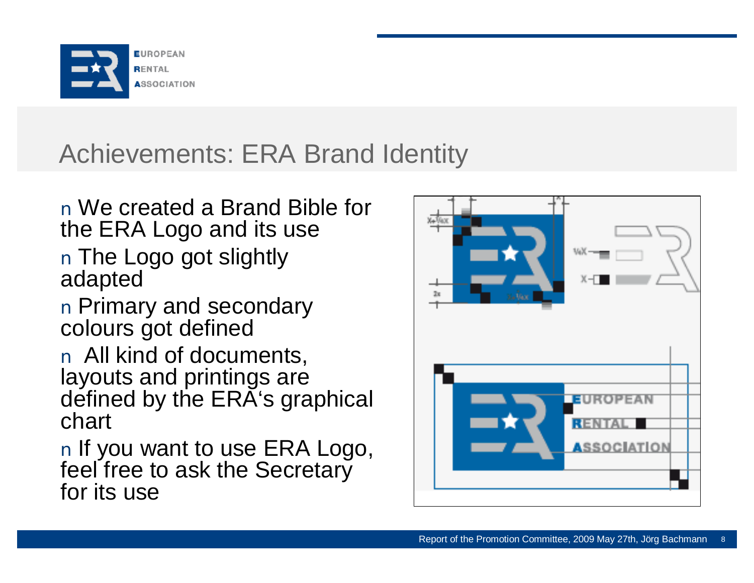# Achievements: ERA Brand Identity

- We created a Brand Bible for the ERA Logo and its use
- The Logo got slightly adapted
- Primary and secondary colours got defined
- All kind of documents, layouts and printings are defined by the ERA's graphical chart
- If you want to use ERA Logo, feel free to ask the Secretary for its use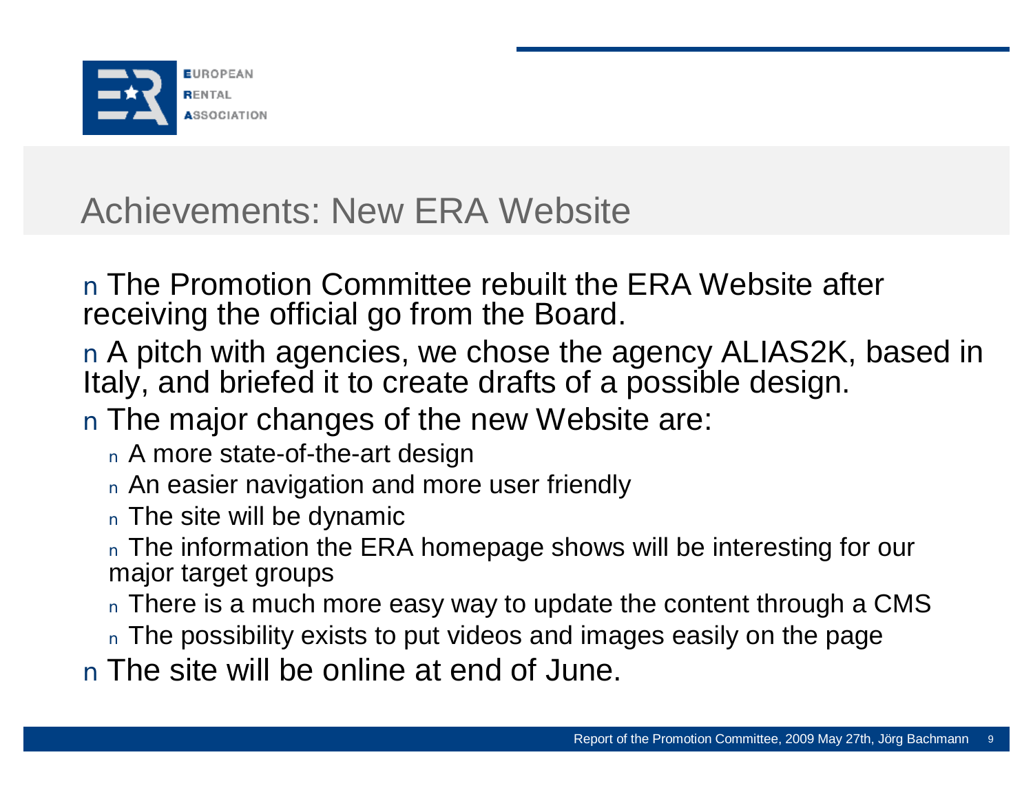# Achievements: New ERA Website

- The Promotion Committee rebuilt the ERA Website after receiving the official go from the Board.
- A pitch with agencies, we chose the agency ALIAS2K, based in Italy, and briefed it to create drafts of a possible design.
- The major changes of the new Website are:
  - A more state-of-the-art design
  - An easier navigation and more user friendly
  - The site will be dynamic
  - The information the ERA homepage shows will be interesting for our major target groups
  - There is a much more easy way to update the content through a CMS
  - The possibility exists to put videos and images easily on the page
- The site will be online at end of June.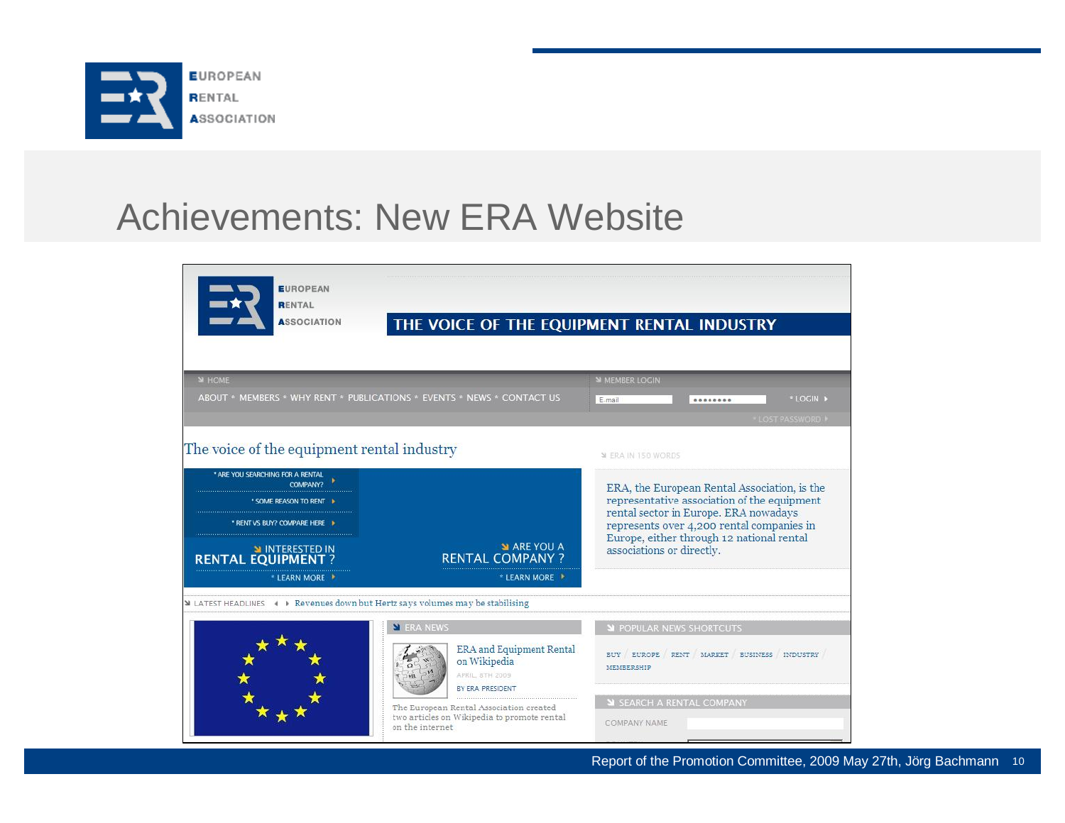# Achievements: New ERA Website

EUROPEAN RENTAL ASSOCIATION

THE VOICE OF THE EQUIPMENT RENTAL INDUSTRY

HOME

ABOUT * MEMBERS * WHY RENT * PUBLICATIONS * EVENTS * NEWS * CONTACT US

MEMBER LOGIN

E-mail ········ * LOGIN

* LOST PASSWORD

## The voice of the equipment rental industry

* ARE YOU SEARCHING FOR A RENTAL COMPANY?

* SOME REASON TO RENT

* RENT VS BUY? COMPARE HERE

INTERESTED IN RENTAL EQUIPMENT ?

* LEARN MORE

ARE YOU A RENTAL COMPANY ?

* LEARN MORE

ERA IN 150 WORDS

ERA, the European Rental Association, is the representative association of the equipment rental sector in Europe. ERA nowadays represents over 4,200 rental companies in Europe, either through 12 national rental associations or directly.

LATEST HEADLINES Revenues down but Hertz says volumes may be stabilising

ERA NEWS

ERA and Equipment Rental on Wikipedia

APRIL, 8TH 2009

BY ERA PRESIDENT

The European Rental Association created two articles on Wikipedia to promote rental on the internet

POPULAR NEWS SHORTCUTS

BUY / EUROPE / RENT / MARKET / BUSINESS / INDUSTRY / MEMBERSHIP

SEARCH A RENTAL COMPANY

COMPANY NAME

Report of the Promotion Committee, 2009 May 27th, Jörg Bachmann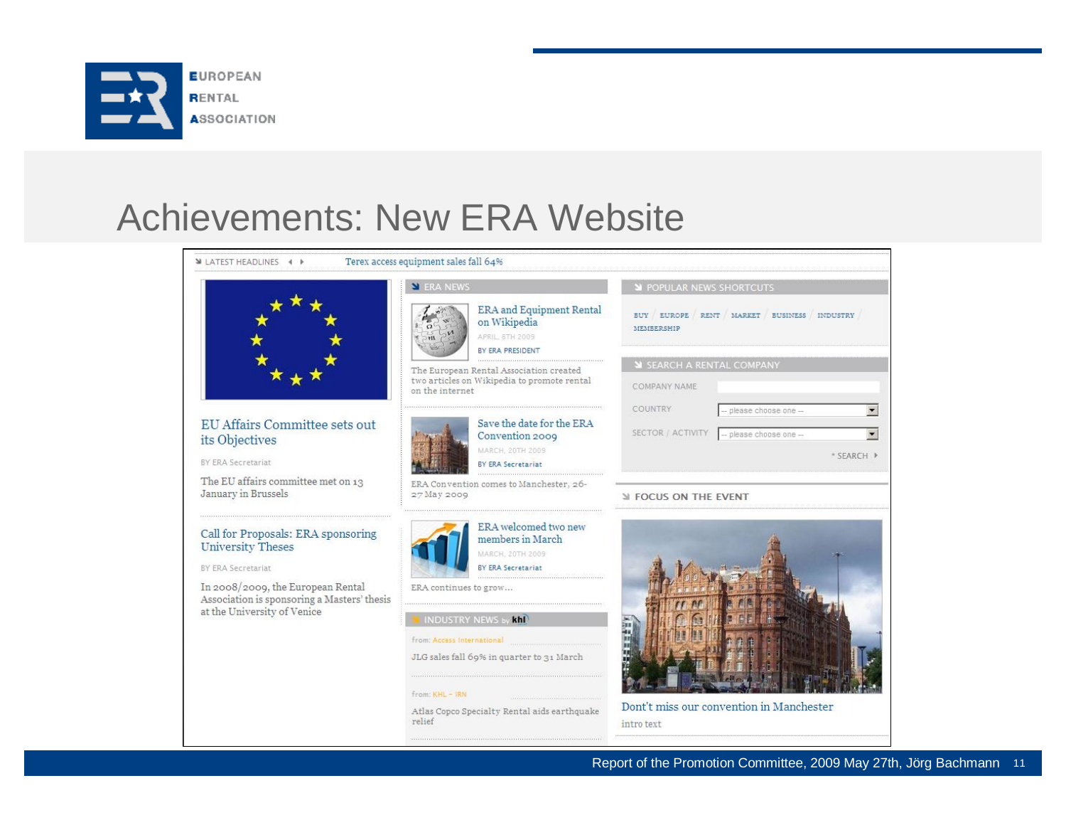# Achievements: New ERA Website

LATEST HEADLINES — Terex access equipment sales fall 64%

**EU Affairs Committee sets out its Objectives**

BY ERA Secretariat

The EU affairs committee met on 13 January in Brussels

**Call for Proposals: ERA sponsoring University Theses**

BY ERA Secretariat

In 2008/2009, the European Rental Association is sponsoring a Masters' thesis at the University of Venice

## ERA NEWS

**ERA and Equipment Rental on Wikipedia**

APRIL 8TH 2009

BY ERA PRESIDENT

The European Rental Association created two articles on Wikipedia to promote rental on the internet

**Save the date for the ERA Convention 2009**

MARCH, 20TH 2009

BY ERA Secretariat

ERA Convention comes to Manchester, 26-27 May 2009

**ERA welcomed two new members in March**

MARCH, 20TH 2009

BY ERA Secretariat

ERA continues to grow...

## INDUSTRY NEWS by khl

from: Access International

JLG sales fall 69% in quarter to 31 March

from: KHL – IRN

Atlas Copco Specialty Rental aids earthquake relief

## POPULAR NEWS SHORTCUTS

BUY / EUROPE / RENT / MARKET / BUSINESS / INDUSTRY / MEMBERSHIP

## SEARCH A RENTAL COMPANY

COMPANY NAME

COUNTRY: -- please choose one --

SECTOR / ACTIVITY: -- please choose one --

SEARCH

## FOCUS ON THE EVENT

**Don't miss our convention in Manchester**

intro text

Report of the Promotion Committee, 2009 May 27th, Jörg Bachmann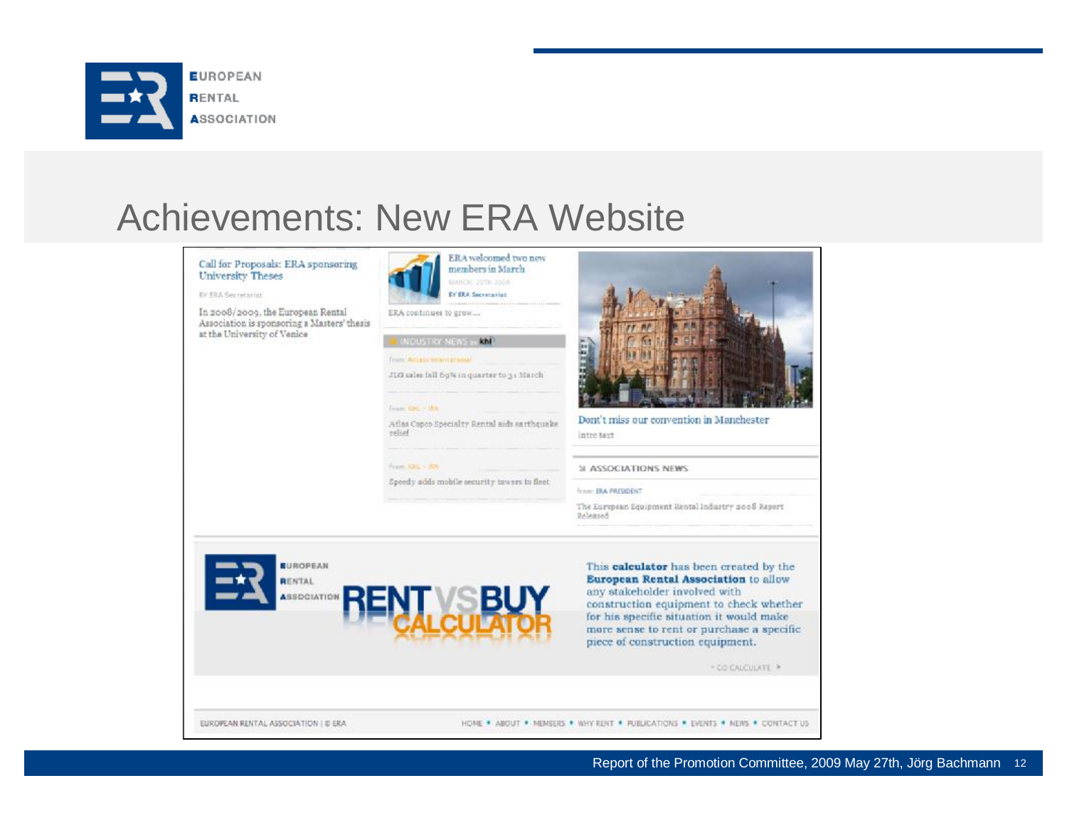# Achievements: New ERA Website

Call for Proposals: ERA sponsoring University Theses

BY ERA Secretariat

In 2008/2009, the European Rental Association is sponsoring a Masters' thesis at the University of Venice

ERA welcomed two new members in March

MARCH, 20TH 2009

BY ERA Secretariat

ERA continues to grow...

INDUSTRY NEWS by khl

From: Access International

JLG sales fall 69% in quarter to 31 March

From: KHL - IRN

Atlas Copco Specialty Rental aids earthquake relief

From: KHL - IRN

Speedy adds mobile security towers to fleet

Don't miss our convention in Manchester

intro text

ASSOCIATIONS NEWS

from: ERA PRESIDENT

The European Equipment Rental Industry 2008 Report Released

EUROPEAN RENTAL ASSOCIATION

RENT VS BUY CALCULATOR

This **calculator** has been created by the **European Rental Association** to allow any stakeholder involved with construction equipment to check whether for his specific situation it would make more sense to rent or purchase a specific piece of construction equipment.

GO CALCULATE

EUROPEAN RENTAL ASSOCIATION | © ERA

HOME • ABOUT • MEMBERS • WHY RENT • PUBLICATIONS • EVENTS • NEWS • CONTACT US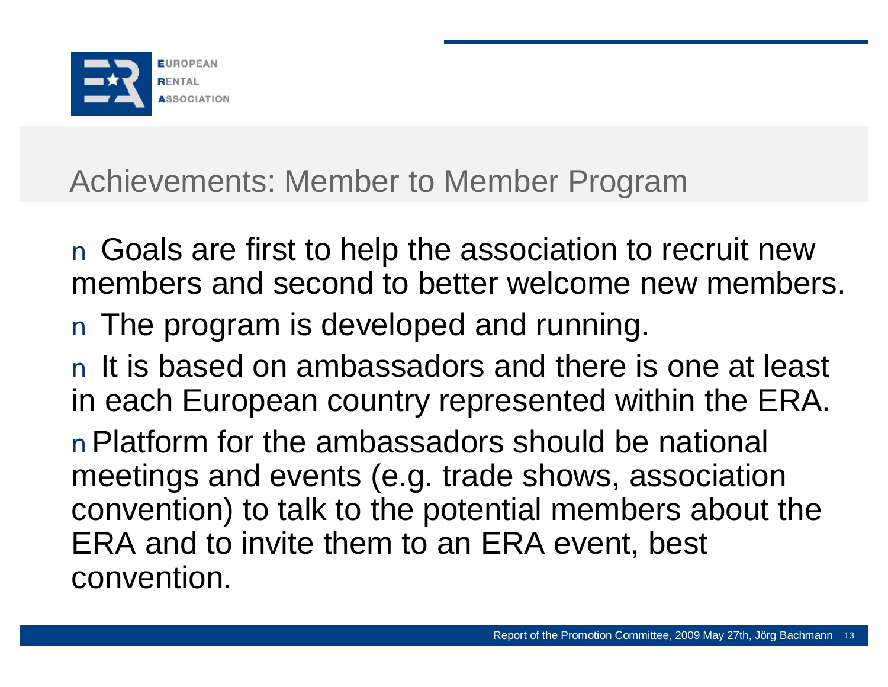# Achievements: Member to Member Program

- Goals are first to help the association to recruit new members and second to better welcome new members.
- The program is developed and running.
- It is based on ambassadors and there is one at least in each European country represented within the ERA.
- Platform for the ambassadors should be national meetings and events (e.g. trade shows, association convention) to talk to the potential members about the ERA and to invite them to an ERA event, best convention.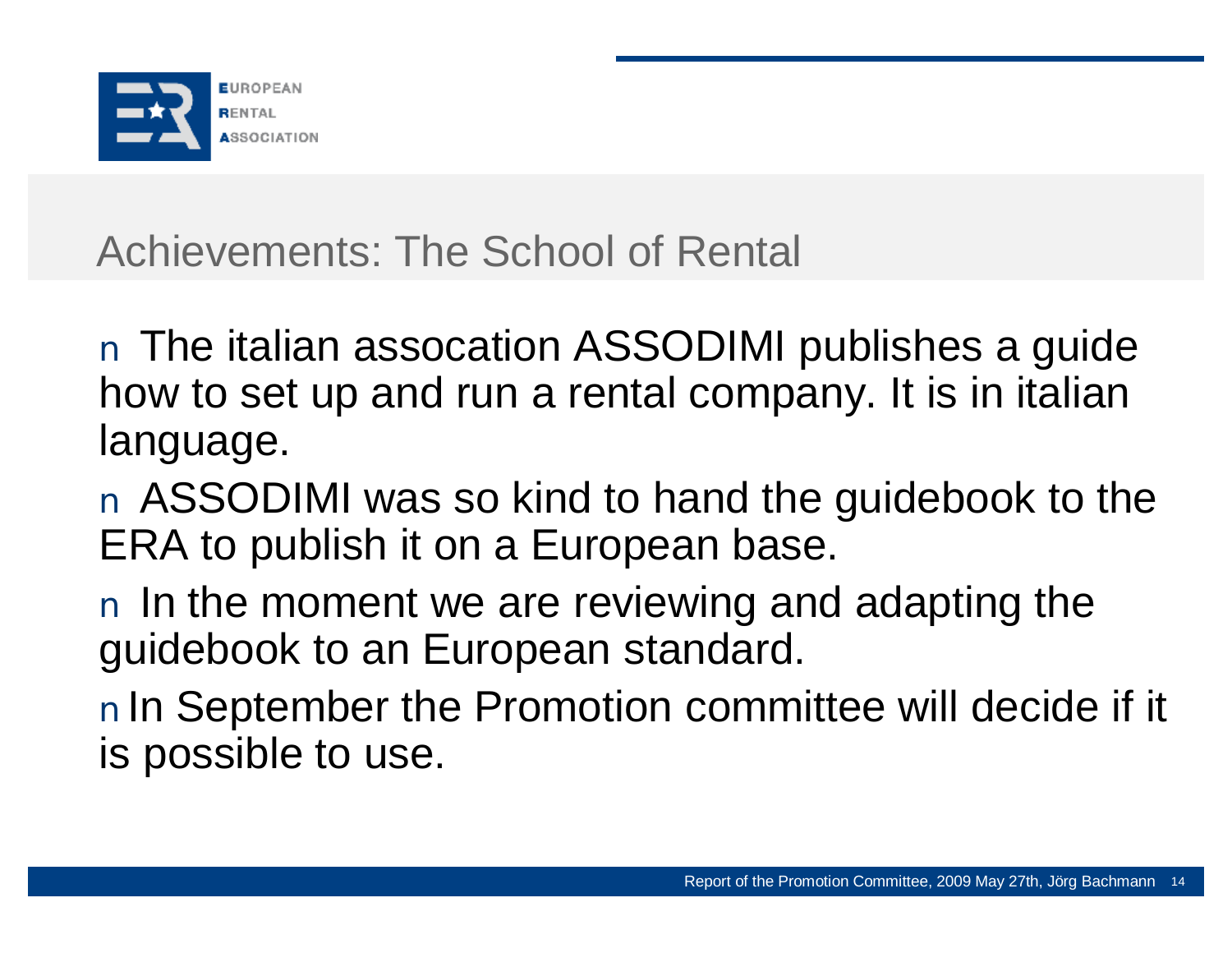## Achievements: The School of Rental

- The italian assocation ASSODIMI publishes a guide how to set up and run a rental company. It is in italian language.
- ASSODIMI was so kind to hand the guidebook to the ERA to publish it on a European base.
- In the moment we are reviewing and adapting the guidebook to an European standard.
- In September the Promotion committee will decide if it is possible to use.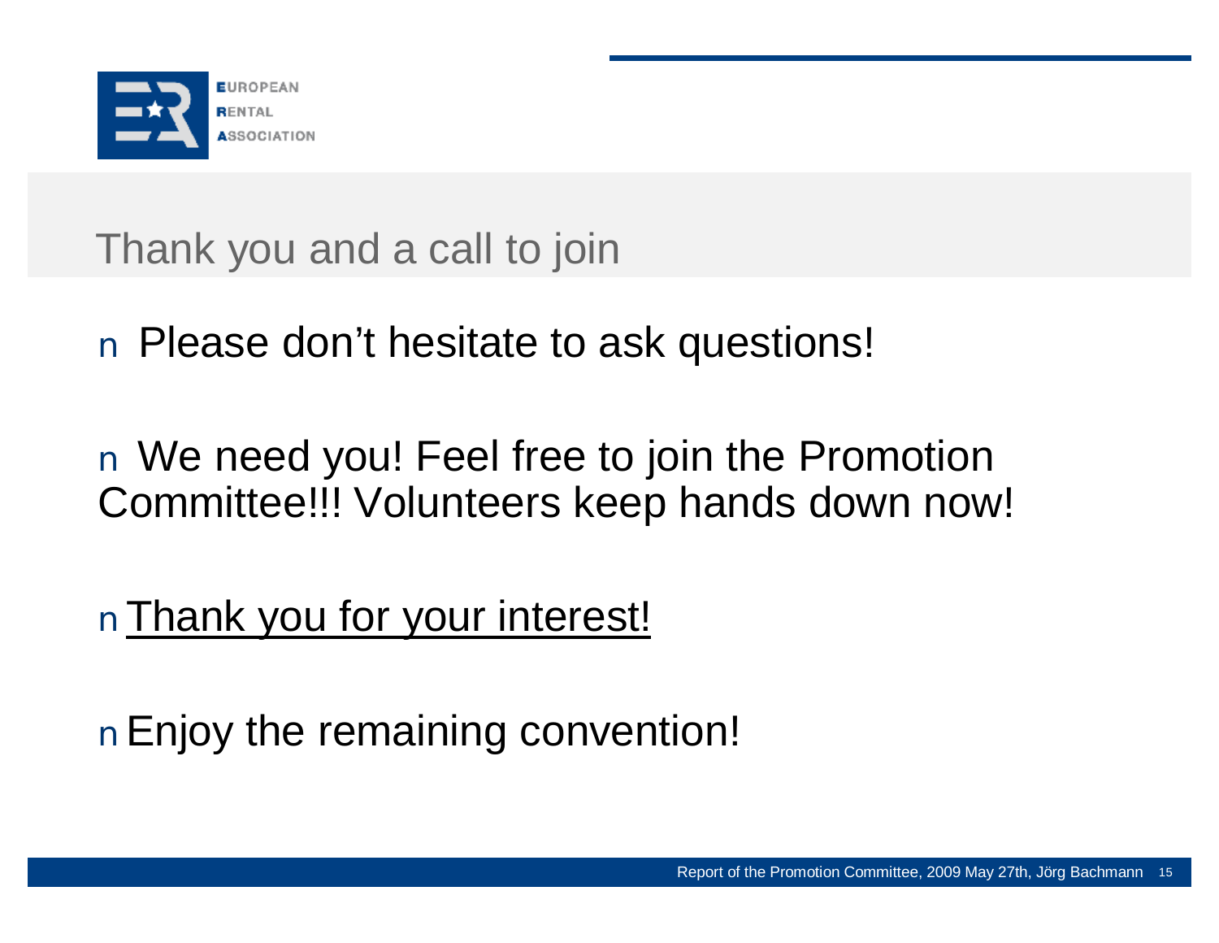## Thank you and a call to join

- Please don't hesitate to ask questions!

- We need you! Feel free to join the Promotion Committee!!! Volunteers keep hands down now!

- Thank you for your interest!

- Enjoy the remaining convention!